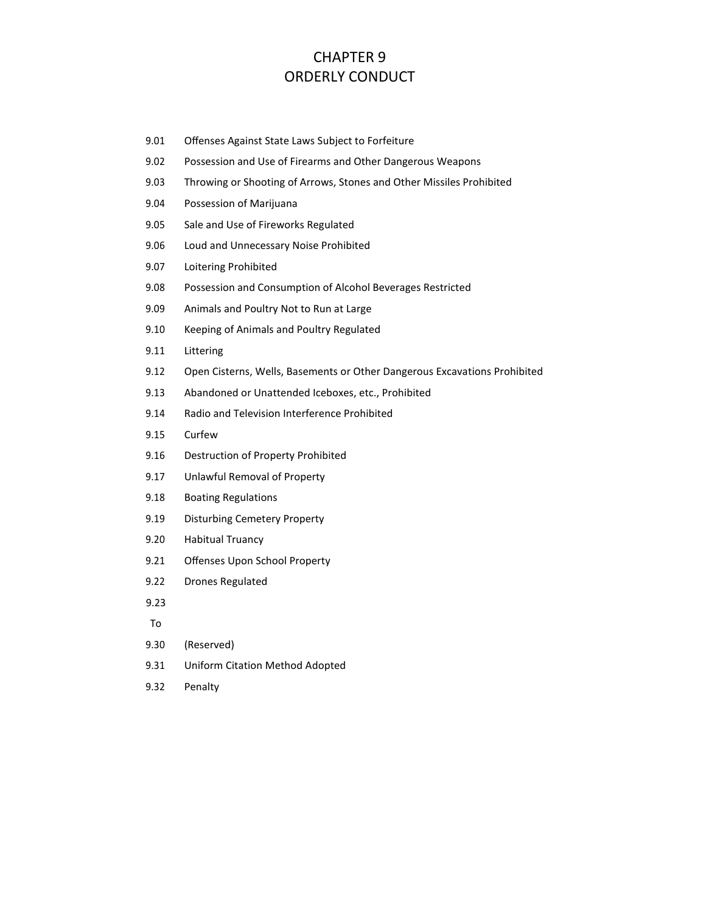# CHAPTER 9
# ORDERLY CONDUCT

9.01 Offenses Against State Laws Subject to Forfeiture

9.02 Possession and Use of Firearms and Other Dangerous Weapons

9.03 Throwing or Shooting of Arrows, Stones and Other Missiles Prohibited

9.04 Possession of Marijuana

9.05 Sale and Use of Fireworks Regulated

9.06 Loud and Unnecessary Noise Prohibited

9.07 Loitering Prohibited

9.08 Possession and Consumption of Alcohol Beverages Restricted

9.09 Animals and Poultry Not to Run at Large

9.10 Keeping of Animals and Poultry Regulated

9.11 Littering

9.12 Open Cisterns, Wells, Basements or Other Dangerous Excavations Prohibited

9.13 Abandoned or Unattended Iceboxes, etc., Prohibited

9.14 Radio and Television Interference Prohibited

9.15 Curfew

9.16 Destruction of Property Prohibited

9.17 Unlawful Removal of Property

9.18 Boating Regulations

9.19 Disturbing Cemetery Property

9.20 Habitual Truancy

9.21 Offenses Upon School Property

9.22 Drones Regulated

9.23

To

9.30 (Reserved)

9.31 Uniform Citation Method Adopted

9.32 Penalty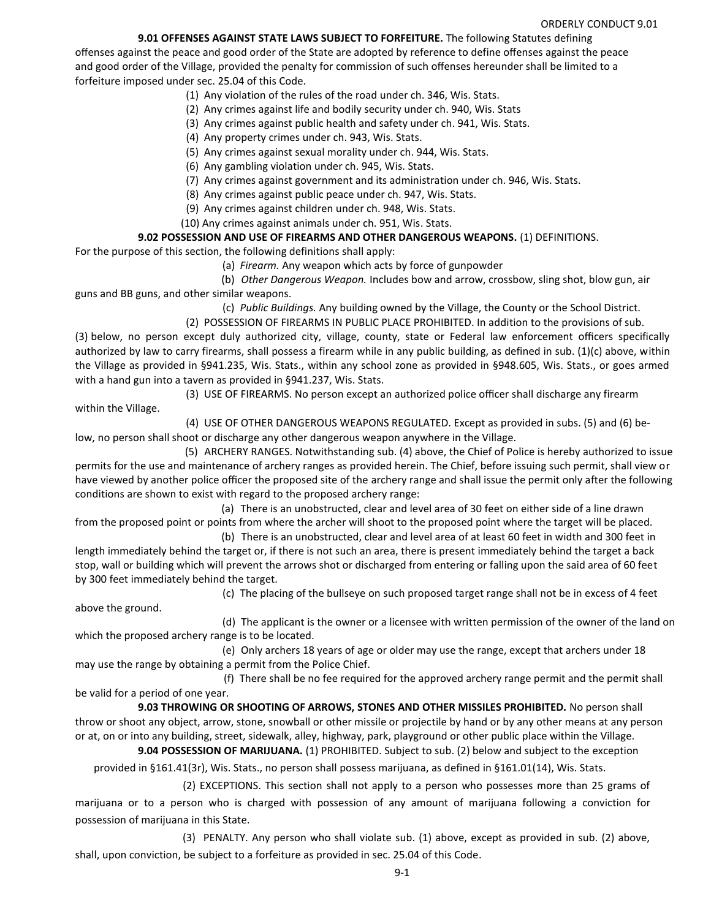**9.01 OFFENSES AGAINST STATE LAWS SUBJECT TO FORFEITURE.** The following Statutes defining offenses against the peace and good order of the State are adopted by reference to define offenses against the peace and good order of the Village, provided the penalty for commission of such offenses hereunder shall be limited to a forfeiture imposed under sec. 25.04 of this Code.

(1) Any violation of the rules of the road under ch. 346, Wis. Stats.

(2) Any crimes against life and bodily security under ch. 940, Wis. Stats

(3) Any crimes against public health and safety under ch. 941, Wis. Stats.

(4) Any property crimes under ch. 943, Wis. Stats.

(5) Any crimes against sexual morality under ch. 944, Wis. Stats.

(6) Any gambling violation under ch. 945, Wis. Stats.

(7) Any crimes against government and its administration under ch. 946, Wis. Stats.

(8) Any crimes against public peace under ch. 947, Wis. Stats.

(9) Any crimes against children under ch. 948, Wis. Stats.

(10) Any crimes against animals under ch. 951, Wis. Stats.

**9.02 POSSESSION AND USE OF FIREARMS AND OTHER DANGEROUS WEAPONS.** (1) DEFINITIONS. For the purpose of this section, the following definitions shall apply:

(a) *Firearm.* Any weapon which acts by force of gunpowder

(b) *Other Dangerous Weapon.* Includes bow and arrow, crossbow, sling shot, blow gun, air guns and BB guns, and other similar weapons.

(c) *Public Buildings.* Any building owned by the Village, the County or the School District.

(2) POSSESSION OF FIREARMS IN PUBLIC PLACE PROHIBITED. In addition to the provisions of sub. (3) below, no person except duly authorized city, village, county, state or Federal law enforcement officers specifically authorized by law to carry firearms, shall possess a firearm while in any public building, as defined in sub. (1)(c) above, within the Village as provided in §941.235, Wis. Stats., within any school zone as provided in §948.605, Wis. Stats., or goes armed with a hand gun into a tavern as provided in §941.237, Wis. Stats.

(3) USE OF FIREARMS. No person except an authorized police officer shall discharge any firearm within the Village.

(4) USE OF OTHER DANGEROUS WEAPONS REGULATED. Except as provided in subs. (5) and (6) below, no person shall shoot or discharge any other dangerous weapon anywhere in the Village.

(5) ARCHERY RANGES. Notwithstanding sub. (4) above, the Chief of Police is hereby authorized to issue permits for the use and maintenance of archery ranges as provided herein. The Chief, before issuing such permit, shall view or have viewed by another police officer the proposed site of the archery range and shall issue the permit only after the following conditions are shown to exist with regard to the proposed archery range:

(a) There is an unobstructed, clear and level area of 30 feet on either side of a line drawn from the proposed point or points from where the archer will shoot to the proposed point where the target will be placed.

(b) There is an unobstructed, clear and level area of at least 60 feet in width and 300 feet in length immediately behind the target or, if there is not such an area, there is present immediately behind the target a back stop, wall or building which will prevent the arrows shot or discharged from entering or falling upon the said area of 60 feet by 300 feet immediately behind the target.

(c) The placing of the bullseye on such proposed target range shall not be in excess of 4 feet above the ground.

(d) The applicant is the owner or a licensee with written permission of the owner of the land on which the proposed archery range is to be located.

(e) Only archers 18 years of age or older may use the range, except that archers under 18 may use the range by obtaining a permit from the Police Chief.

(f) There shall be no fee required for the approved archery range permit and the permit shall be valid for a period of one year.

**9.03 THROWING OR SHOOTING OF ARROWS, STONES AND OTHER MISSILES PROHIBITED.** No person shall throw or shoot any object, arrow, stone, snowball or other missile or projectile by hand or by any other means at any person or at, on or into any building, street, sidewalk, alley, highway, park, playground or other public place within the Village.

**9.04 POSSESSION OF MARIJUANA.** (1) PROHIBITED. Subject to sub. (2) below and subject to the exception provided in §161.41(3r), Wis. Stats., no person shall possess marijuana, as defined in §161.01(14), Wis. Stats.

(2) EXCEPTIONS. This section shall not apply to a person who possesses more than 25 grams of marijuana or to a person who is charged with possession of any amount of marijuana following a conviction for possession of marijuana in this State.

(3) PENALTY. Any person who shall violate sub. (1) above, except as provided in sub. (2) above, shall, upon conviction, be subject to a forfeiture as provided in sec. 25.04 of this Code.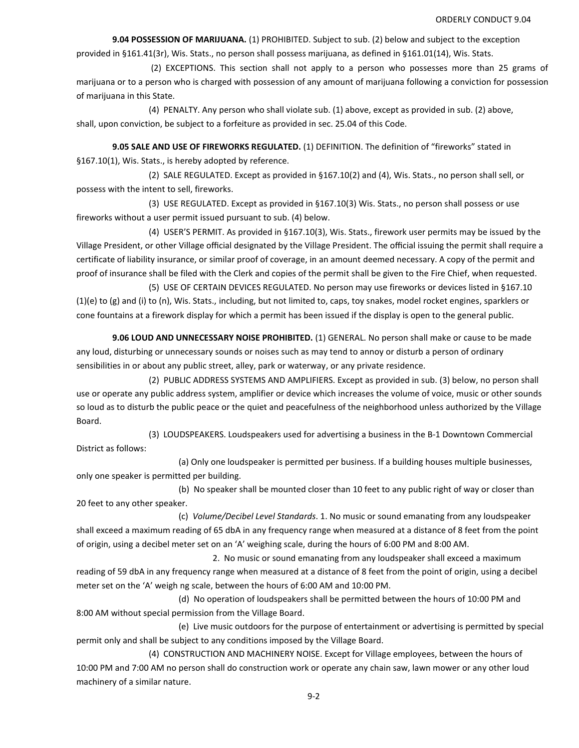**9.04 POSSESSION OF MARIJUANA.** (1) PROHIBITED. Subject to sub. (2) below and subject to the exception provided in §161.41(3r), Wis. Stats., no person shall possess marijuana, as defined in §161.01(14), Wis. Stats.

(2) EXCEPTIONS. This section shall not apply to a person who possesses more than 25 grams of marijuana or to a person who is charged with possession of any amount of marijuana following a conviction for possession of marijuana in this State.

(4) PENALTY. Any person who shall violate sub. (1) above, except as provided in sub. (2) above, shall, upon conviction, be subject to a forfeiture as provided in sec. 25.04 of this Code.

**9.05 SALE AND USE OF FIREWORKS REGULATED.** (1) DEFINITION. The definition of "fireworks" stated in §167.10(1), Wis. Stats., is hereby adopted by reference.

(2) SALE REGULATED. Except as provided in §167.10(2) and (4), Wis. Stats., no person shall sell, or possess with the intent to sell, fireworks.

(3) USE REGULATED. Except as provided in §167.10(3) Wis. Stats., no person shall possess or use fireworks without a user permit issued pursuant to sub. (4) below.

(4) USER'S PERMIT. As provided in §167.10(3), Wis. Stats., firework user permits may be issued by the Village President, or other Village official designated by the Village President. The official issuing the permit shall require a certificate of liability insurance, or similar proof of coverage, in an amount deemed necessary. A copy of the permit and proof of insurance shall be filed with the Clerk and copies of the permit shall be given to the Fire Chief, when requested.

(5) USE OF CERTAIN DEVICES REGULATED. No person may use fireworks or devices listed in §167.10 (1)(e) to (g) and (i) to (n), Wis. Stats., including, but not limited to, caps, toy snakes, model rocket engines, sparklers or cone fountains at a firework display for which a permit has been issued if the display is open to the general public.

**9.06 LOUD AND UNNECESSARY NOISE PROHIBITED.** (1) GENERAL. No person shall make or cause to be made any loud, disturbing or unnecessary sounds or noises such as may tend to annoy or disturb a person of ordinary sensibilities in or about any public street, alley, park or waterway, or any private residence.

(2) PUBLIC ADDRESS SYSTEMS AND AMPLIFIERS. Except as provided in sub. (3) below, no person shall use or operate any public address system, amplifier or device which increases the volume of voice, music or other sounds so loud as to disturb the public peace or the quiet and peacefulness of the neighborhood unless authorized by the Village Board.

(3) LOUDSPEAKERS. Loudspeakers used for advertising a business in the B-1 Downtown Commercial District as follows:

(a) Only one loudspeaker is permitted per business. If a building houses multiple businesses, only one speaker is permitted per building.

(b) No speaker shall be mounted closer than 10 feet to any public right of way or closer than 20 feet to any other speaker.

(c) *Volume/Decibel Level Standards*. 1. No music or sound emanating from any loudspeaker shall exceed a maximum reading of 65 dbA in any frequency range when measured at a distance of 8 feet from the point of origin, using a decibel meter set on an 'A' weighing scale, during the hours of 6:00 PM and 8:00 AM.

2. No music or sound emanating from any loudspeaker shall exceed a maximum reading of 59 dbA in any frequency range when measured at a distance of 8 feet from the point of origin, using a decibel meter set on the 'A' weigh ng scale, between the hours of 6:00 AM and 10:00 PM.

(d) No operation of loudspeakers shall be permitted between the hours of 10:00 PM and 8:00 AM without special permission from the Village Board.

(e) Live music outdoors for the purpose of entertainment or advertising is permitted by special permit only and shall be subject to any conditions imposed by the Village Board.

(4) CONSTRUCTION AND MACHINERY NOISE. Except for Village employees, between the hours of 10:00 PM and 7:00 AM no person shall do construction work or operate any chain saw, lawn mower or any other loud machinery of a similar nature.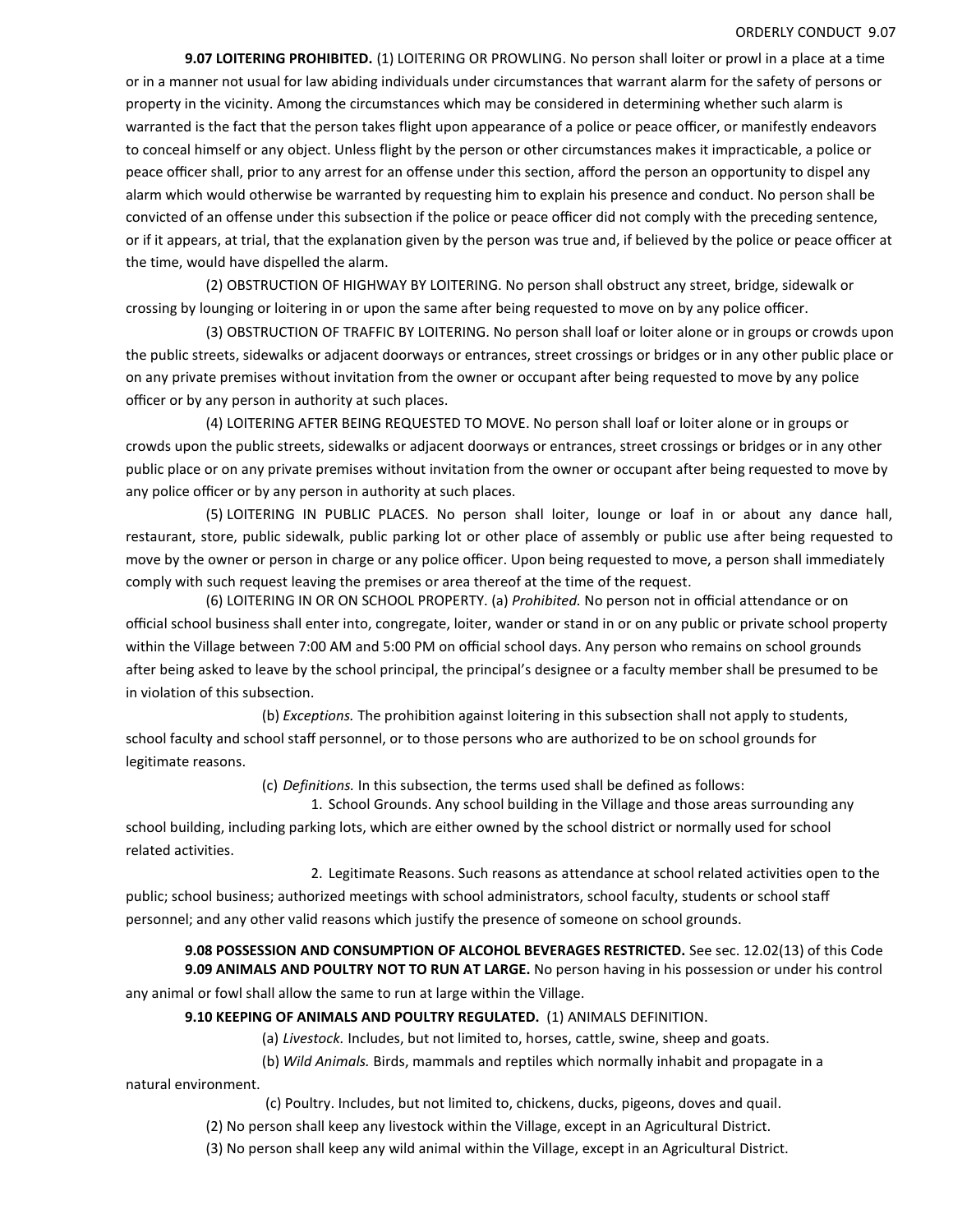**9.07 LOITERING PROHIBITED.** (1) LOITERING OR PROWLING. No person shall loiter or prowl in a place at a time or in a manner not usual for law abiding individuals under circumstances that warrant alarm for the safety of persons or property in the vicinity. Among the circumstances which may be considered in determining whether such alarm is warranted is the fact that the person takes flight upon appearance of a police or peace officer, or manifestly endeavors to conceal himself or any object. Unless flight by the person or other circumstances makes it impracticable, a police or peace officer shall, prior to any arrest for an offense under this section, afford the person an opportunity to dispel any alarm which would otherwise be warranted by requesting him to explain his presence and conduct. No person shall be convicted of an offense under this subsection if the police or peace officer did not comply with the preceding sentence, or if it appears, at trial, that the explanation given by the person was true and, if believed by the police or peace officer at the time, would have dispelled the alarm.

(2) OBSTRUCTION OF HIGHWAY BY LOITERING. No person shall obstruct any street, bridge, sidewalk or crossing by lounging or loitering in or upon the same after being requested to move on by any police officer.

(3) OBSTRUCTION OF TRAFFIC BY LOITERING. No person shall loaf or loiter alone or in groups or crowds upon the public streets, sidewalks or adjacent doorways or entrances, street crossings or bridges or in any other public place or on any private premises without invitation from the owner or occupant after being requested to move by any police officer or by any person in authority at such places.

(4) LOITERING AFTER BEING REQUESTED TO MOVE. No person shall loaf or loiter alone or in groups or crowds upon the public streets, sidewalks or adjacent doorways or entrances, street crossings or bridges or in any other public place or on any private premises without invitation from the owner or occupant after being requested to move by any police officer or by any person in authority at such places.

(5) LOITERING IN PUBLIC PLACES. No person shall loiter, lounge or loaf in or about any dance hall, restaurant, store, public sidewalk, public parking lot or other place of assembly or public use after being requested to move by the owner or person in charge or any police officer. Upon being requested to move, a person shall immediately comply with such request leaving the premises or area thereof at the time of the request.

(6) LOITERING IN OR ON SCHOOL PROPERTY. (a) *Prohibited.* No person not in official attendance or on official school business shall enter into, congregate, loiter, wander or stand in or on any public or private school property within the Village between 7:00 AM and 5:00 PM on official school days. Any person who remains on school grounds after being asked to leave by the school principal, the principal's designee or a faculty member shall be presumed to be in violation of this subsection.

(b) *Exceptions.* The prohibition against loitering in this subsection shall not apply to students, school faculty and school staff personnel, or to those persons who are authorized to be on school grounds for legitimate reasons.

(c) *Definitions.* In this subsection, the terms used shall be defined as follows:

1. School Grounds. Any school building in the Village and those areas surrounding any school building, including parking lots, which are either owned by the school district or normally used for school related activities.

2. Legitimate Reasons. Such reasons as attendance at school related activities open to the public; school business; authorized meetings with school administrators, school faculty, students or school staff personnel; and any other valid reasons which justify the presence of someone on school grounds.

**9.08 POSSESSION AND CONSUMPTION OF ALCOHOL BEVERAGES RESTRICTED.** See sec. 12.02(13) of this Code

**9.09 ANIMALS AND POULTRY NOT TO RUN AT LARGE.** No person having in his possession or under his control any animal or fowl shall allow the same to run at large within the Village.

**9.10 KEEPING OF ANIMALS AND POULTRY REGULATED.** (1) ANIMALS DEFINITION.

(a) *Livestock.* Includes, but not limited to, horses, cattle, swine, sheep and goats.

(b) *Wild Animals.* Birds, mammals and reptiles which normally inhabit and propagate in a natural environment.

(c) Poultry. Includes, but not limited to, chickens, ducks, pigeons, doves and quail.

(2) No person shall keep any livestock within the Village, except in an Agricultural District.

(3) No person shall keep any wild animal within the Village, except in an Agricultural District.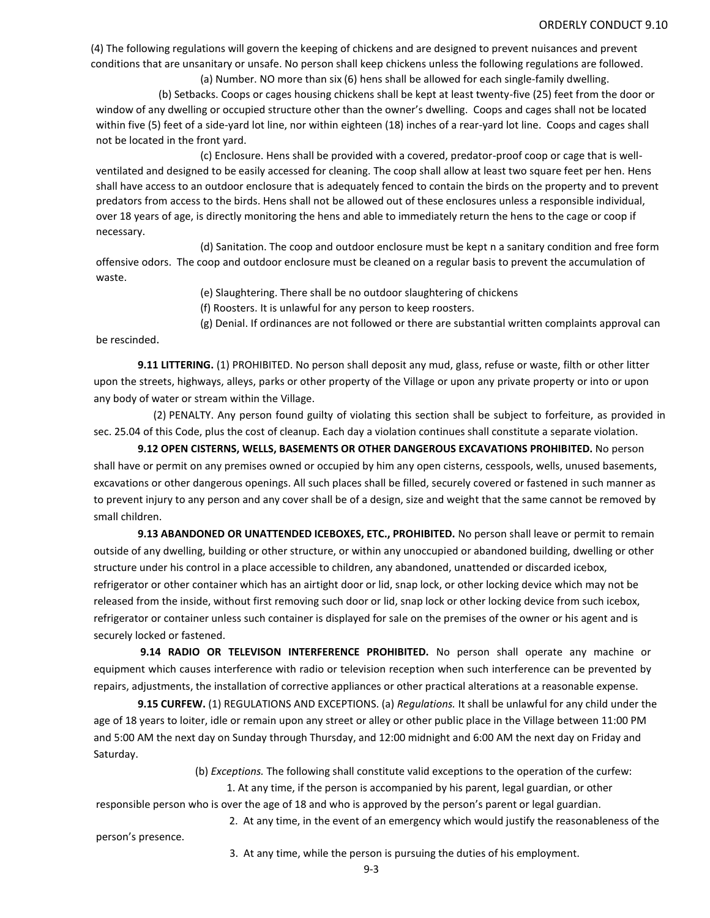(4) The following regulations will govern the keeping of chickens and are designed to prevent nuisances and prevent conditions that are unsanitary or unsafe. No person shall keep chickens unless the following regulations are followed.

(a) Number. NO more than six (6) hens shall be allowed for each single-family dwelling.

(b) Setbacks. Coops or cages housing chickens shall be kept at least twenty-five (25) feet from the door or window of any dwelling or occupied structure other than the owner's dwelling. Coops and cages shall not be located within five (5) feet of a side-yard lot line, nor within eighteen (18) inches of a rear-yard lot line. Coops and cages shall not be located in the front yard.

(c) Enclosure. Hens shall be provided with a covered, predator-proof coop or cage that is well-ventilated and designed to be easily accessed for cleaning. The coop shall allow at least two square feet per hen. Hens shall have access to an outdoor enclosure that is adequately fenced to contain the birds on the property and to prevent predators from access to the birds. Hens shall not be allowed out of these enclosures unless a responsible individual, over 18 years of age, is directly monitoring the hens and able to immediately return the hens to the cage or coop if necessary.

(d) Sanitation. The coop and outdoor enclosure must be kept n a sanitary condition and free form offensive odors. The coop and outdoor enclosure must be cleaned on a regular basis to prevent the accumulation of waste.

(e) Slaughtering. There shall be no outdoor slaughtering of chickens

(f) Roosters. It is unlawful for any person to keep roosters.

(g) Denial. If ordinances are not followed or there are substantial written complaints approval can be rescinded.

**9.11 LITTERING.** (1) PROHIBITED. No person shall deposit any mud, glass, refuse or waste, filth or other litter upon the streets, highways, alleys, parks or other property of the Village or upon any private property or into or upon any body of water or stream within the Village.

(2) PENALTY. Any person found guilty of violating this section shall be subject to forfeiture, as provided in sec. 25.04 of this Code, plus the cost of cleanup. Each day a violation continues shall constitute a separate violation.

**9.12 OPEN CISTERNS, WELLS, BASEMENTS OR OTHER DANGEROUS EXCAVATIONS PROHIBITED.** No person shall have or permit on any premises owned or occupied by him any open cisterns, cesspools, wells, unused basements, excavations or other dangerous openings. All such places shall be filled, securely covered or fastened in such manner as to prevent injury to any person and any cover shall be of a design, size and weight that the same cannot be removed by small children.

**9.13 ABANDONED OR UNATTENDED ICEBOXES, ETC., PROHIBITED.** No person shall leave or permit to remain outside of any dwelling, building or other structure, or within any unoccupied or abandoned building, dwelling or other structure under his control in a place accessible to children, any abandoned, unattended or discarded icebox, refrigerator or other container which has an airtight door or lid, snap lock, or other locking device which may not be released from the inside, without first removing such door or lid, snap lock or other locking device from such icebox, refrigerator or container unless such container is displayed for sale on the premises of the owner or his agent and is securely locked or fastened.

**9.14 RADIO OR TELEVISON INTERFERENCE PROHIBITED.** No person shall operate any machine or equipment which causes interference with radio or television reception when such interference can be prevented by repairs, adjustments, the installation of corrective appliances or other practical alterations at a reasonable expense.

**9.15 CURFEW.** (1) REGULATIONS AND EXCEPTIONS. (a) *Regulations.* It shall be unlawful for any child under the age of 18 years to loiter, idle or remain upon any street or alley or other public place in the Village between 11:00 PM and 5:00 AM the next day on Sunday through Thursday, and 12:00 midnight and 6:00 AM the next day on Friday and Saturday.

(b) *Exceptions.* The following shall constitute valid exceptions to the operation of the curfew:

1. At any time, if the person is accompanied by his parent, legal guardian, or other responsible person who is over the age of 18 and who is approved by the person's parent or legal guardian.

2. At any time, in the event of an emergency which would justify the reasonableness of the person's presence.

3. At any time, while the person is pursuing the duties of his employment.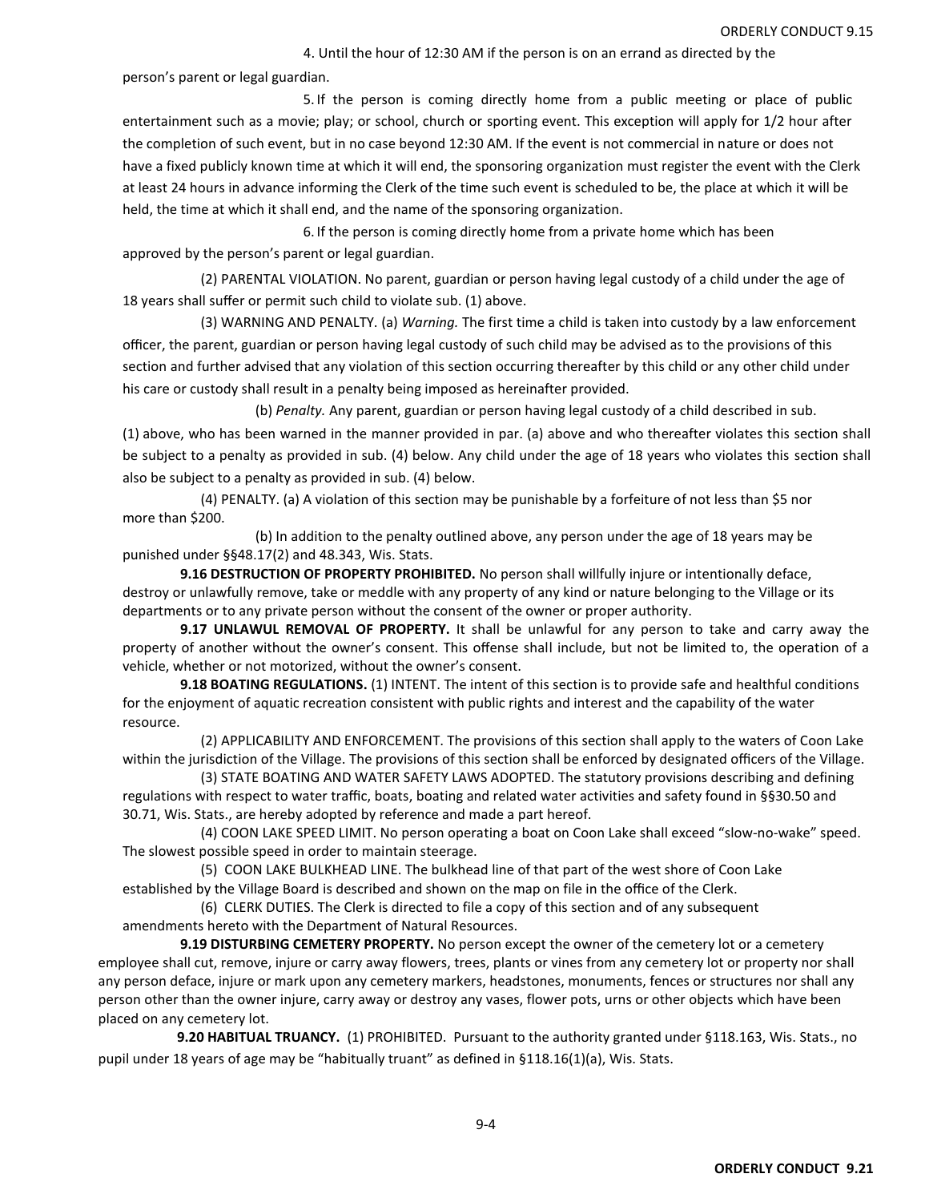4. Until the hour of 12:30 AM if the person is on an errand as directed by the person's parent or legal guardian.

5. If the person is coming directly home from a public meeting or place of public entertainment such as a movie; play; or school, church or sporting event. This exception will apply for 1/2 hour after the completion of such event, but in no case beyond 12:30 AM. If the event is not commercial in nature or does not have a fixed publicly known time at which it will end, the sponsoring organization must register the event with the Clerk at least 24 hours in advance informing the Clerk of the time such event is scheduled to be, the place at which it will be held, the time at which it shall end, and the name of the sponsoring organization.

6. If the person is coming directly home from a private home which has been approved by the person's parent or legal guardian.

(2) PARENTAL VIOLATION. No parent, guardian or person having legal custody of a child under the age of 18 years shall suffer or permit such child to violate sub. (1) above.

(3) WARNING AND PENALTY. (a) *Warning.* The first time a child is taken into custody by a law enforcement officer, the parent, guardian or person having legal custody of such child may be advised as to the provisions of this section and further advised that any violation of this section occurring thereafter by this child or any other child under his care or custody shall result in a penalty being imposed as hereinafter provided.

(b) *Penalty.* Any parent, guardian or person having legal custody of a child described in sub. (1) above, who has been warned in the manner provided in par. (a) above and who thereafter violates this section shall be subject to a penalty as provided in sub. (4) below. Any child under the age of 18 years who violates this section shall also be subject to a penalty as provided in sub. (4) below.

(4) PENALTY. (a) A violation of this section may be punishable by a forfeiture of not less than $5 nor more than $200.

(b) In addition to the penalty outlined above, any person under the age of 18 years may be punished under §§48.17(2) and 48.343, Wis. Stats.

**9.16 DESTRUCTION OF PROPERTY PROHIBITED.** No person shall willfully injure or intentionally deface, destroy or unlawfully remove, take or meddle with any property of any kind or nature belonging to the Village or its departments or to any private person without the consent of the owner or proper authority.

**9.17 UNLAWUL REMOVAL OF PROPERTY.** It shall be unlawful for any person to take and carry away the property of another without the owner's consent. This offense shall include, but not be limited to, the operation of a vehicle, whether or not motorized, without the owner's consent.

**9.18 BOATING REGULATIONS.** (1) INTENT. The intent of this section is to provide safe and healthful conditions for the enjoyment of aquatic recreation consistent with public rights and interest and the capability of the water resource.

(2) APPLICABILITY AND ENFORCEMENT. The provisions of this section shall apply to the waters of Coon Lake within the jurisdiction of the Village. The provisions of this section shall be enforced by designated officers of the Village.

(3) STATE BOATING AND WATER SAFETY LAWS ADOPTED. The statutory provisions describing and defining regulations with respect to water traffic, boats, boating and related water activities and safety found in §§30.50 and 30.71, Wis. Stats., are hereby adopted by reference and made a part hereof.

(4) COON LAKE SPEED LIMIT. No person operating a boat on Coon Lake shall exceed "slow-no-wake" speed. The slowest possible speed in order to maintain steerage.

(5) COON LAKE BULKHEAD LINE. The bulkhead line of that part of the west shore of Coon Lake established by the Village Board is described and shown on the map on file in the office of the Clerk.

(6) CLERK DUTIES. The Clerk is directed to file a copy of this section and of any subsequent amendments hereto with the Department of Natural Resources.

**9.19 DISTURBING CEMETERY PROPERTY.** No person except the owner of the cemetery lot or a cemetery employee shall cut, remove, injure or carry away flowers, trees, plants or vines from any cemetery lot or property nor shall any person deface, injure or mark upon any cemetery markers, headstones, monuments, fences or structures nor shall any person other than the owner injure, carry away or destroy any vases, flower pots, urns or other objects which have been placed on any cemetery lot.

**9.20 HABITUAL TRUANCY.** (1) PROHIBITED. Pursuant to the authority granted under §118.163, Wis. Stats., no pupil under 18 years of age may be "habitually truant" as defined in §118.16(1)(a), Wis. Stats.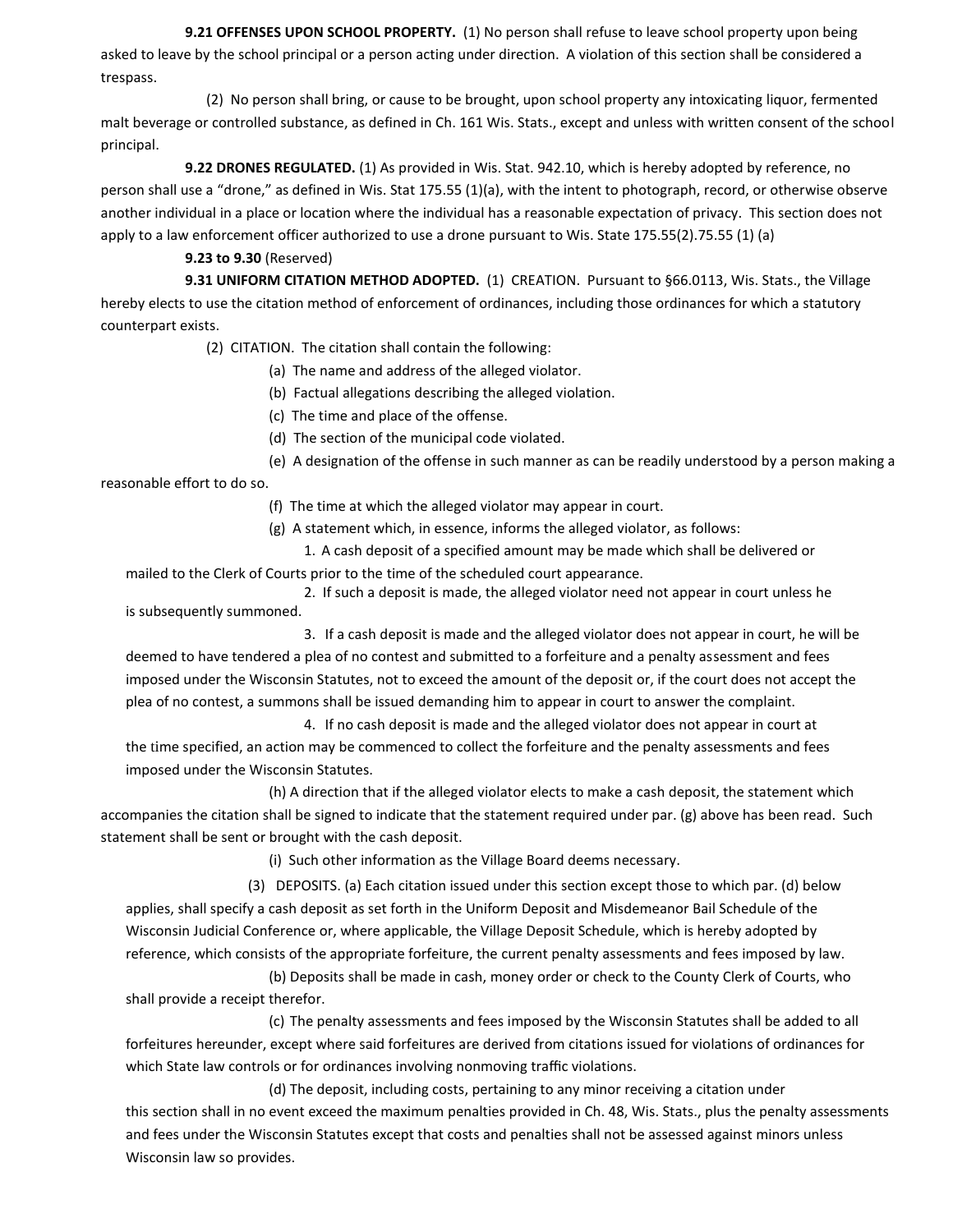**9.21 OFFENSES UPON SCHOOL PROPERTY.** (1) No person shall refuse to leave school property upon being asked to leave by the school principal or a person acting under direction. A violation of this section shall be considered a trespass.

(2) No person shall bring, or cause to be brought, upon school property any intoxicating liquor, fermented malt beverage or controlled substance, as defined in Ch. 161 Wis. Stats., except and unless with written consent of the school principal.

**9.22 DRONES REGULATED.** (1) As provided in Wis. Stat. 942.10, which is hereby adopted by reference, no person shall use a "drone," as defined in Wis. Stat 175.55 (1)(a), with the intent to photograph, record, or otherwise observe another individual in a place or location where the individual has a reasonable expectation of privacy. This section does not apply to a law enforcement officer authorized to use a drone pursuant to Wis. State 175.55(2).75.55 (1) (a)

**9.23 to 9.30** (Reserved)

**9.31 UNIFORM CITATION METHOD ADOPTED.** (1) CREATION. Pursuant to §66.0113, Wis. Stats., the Village hereby elects to use the citation method of enforcement of ordinances, including those ordinances for which a statutory counterpart exists.

(2) CITATION. The citation shall contain the following:

(a) The name and address of the alleged violator.

(b) Factual allegations describing the alleged violation.

(c) The time and place of the offense.

(d) The section of the municipal code violated.

(e) A designation of the offense in such manner as can be readily understood by a person making a reasonable effort to do so.

(f) The time at which the alleged violator may appear in court.

(g) A statement which, in essence, informs the alleged violator, as follows:

1. A cash deposit of a specified amount may be made which shall be delivered or mailed to the Clerk of Courts prior to the time of the scheduled court appearance.

2. If such a deposit is made, the alleged violator need not appear in court unless he is subsequently summoned.

3. If a cash deposit is made and the alleged violator does not appear in court, he will be deemed to have tendered a plea of no contest and submitted to a forfeiture and a penalty assessment and fees imposed under the Wisconsin Statutes, not to exceed the amount of the deposit or, if the court does not accept the plea of no contest, a summons shall be issued demanding him to appear in court to answer the complaint.

4. If no cash deposit is made and the alleged violator does not appear in court at the time specified, an action may be commenced to collect the forfeiture and the penalty assessments and fees imposed under the Wisconsin Statutes.

(h) A direction that if the alleged violator elects to make a cash deposit, the statement which accompanies the citation shall be signed to indicate that the statement required under par. (g) above has been read. Such statement shall be sent or brought with the cash deposit.

(i) Such other information as the Village Board deems necessary.

(3) DEPOSITS. (a) Each citation issued under this section except those to which par. (d) below applies, shall specify a cash deposit as set forth in the Uniform Deposit and Misdemeanor Bail Schedule of the Wisconsin Judicial Conference or, where applicable, the Village Deposit Schedule, which is hereby adopted by reference, which consists of the appropriate forfeiture, the current penalty assessments and fees imposed by law.

(b) Deposits shall be made in cash, money order or check to the County Clerk of Courts, who shall provide a receipt therefor.

(c) The penalty assessments and fees imposed by the Wisconsin Statutes shall be added to all forfeitures hereunder, except where said forfeitures are derived from citations issued for violations of ordinances for which State law controls or for ordinances involving nonmoving traffic violations.

(d) The deposit, including costs, pertaining to any minor receiving a citation under this section shall in no event exceed the maximum penalties provided in Ch. 48, Wis. Stats., plus the penalty assessments and fees under the Wisconsin Statutes except that costs and penalties shall not be assessed against minors unless Wisconsin law so provides.